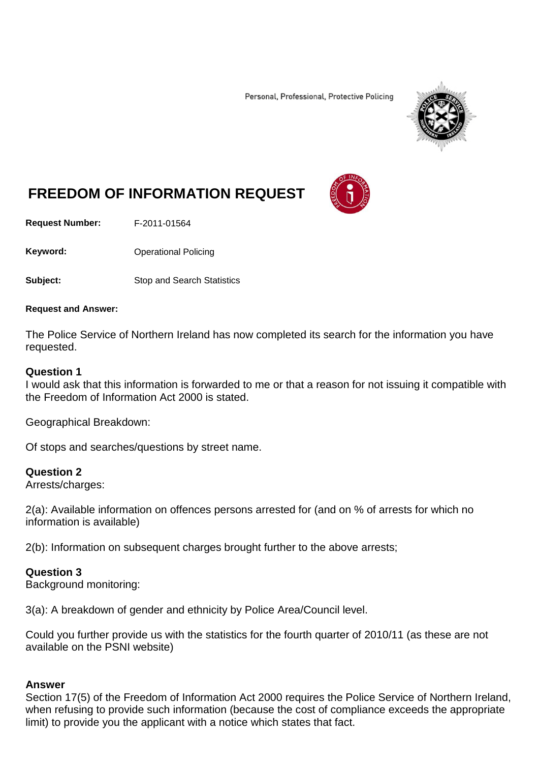Personal, Professional, Protective Policing

# FREEDOM OF INFORMATION REQUEST

**Request Number:** F-2011-01564

**Keyword:** Operational Policing

**Subject:** Stop and Search Statistics

**Request and Answer:**

The Police Service of Northern Ireland has now completed its search for the information you have requested.

**Question 1**
I would ask that this information is forwarded to me or that a reason for not issuing it compatible with the Freedom of Information Act 2000 is stated.

Geographical Breakdown:

Of stops and searches/questions by street name.

**Question 2**
Arrests/charges:

2(a): Available information on offences persons arrested for (and on % of arrests for which no information is available)

2(b): Information on subsequent charges brought further to the above arrests;

**Question 3**
Background monitoring:

3(a): A breakdown of gender and ethnicity by Police Area/Council level.

Could you further provide us with the statistics for the fourth quarter of 2010/11 (as these are not available on the PSNI website)

**Answer**
Section 17(5) of the Freedom of Information Act 2000 requires the Police Service of Northern Ireland, when refusing to provide such information (because the cost of compliance exceeds the appropriate limit) to provide you the applicant with a notice which states that fact.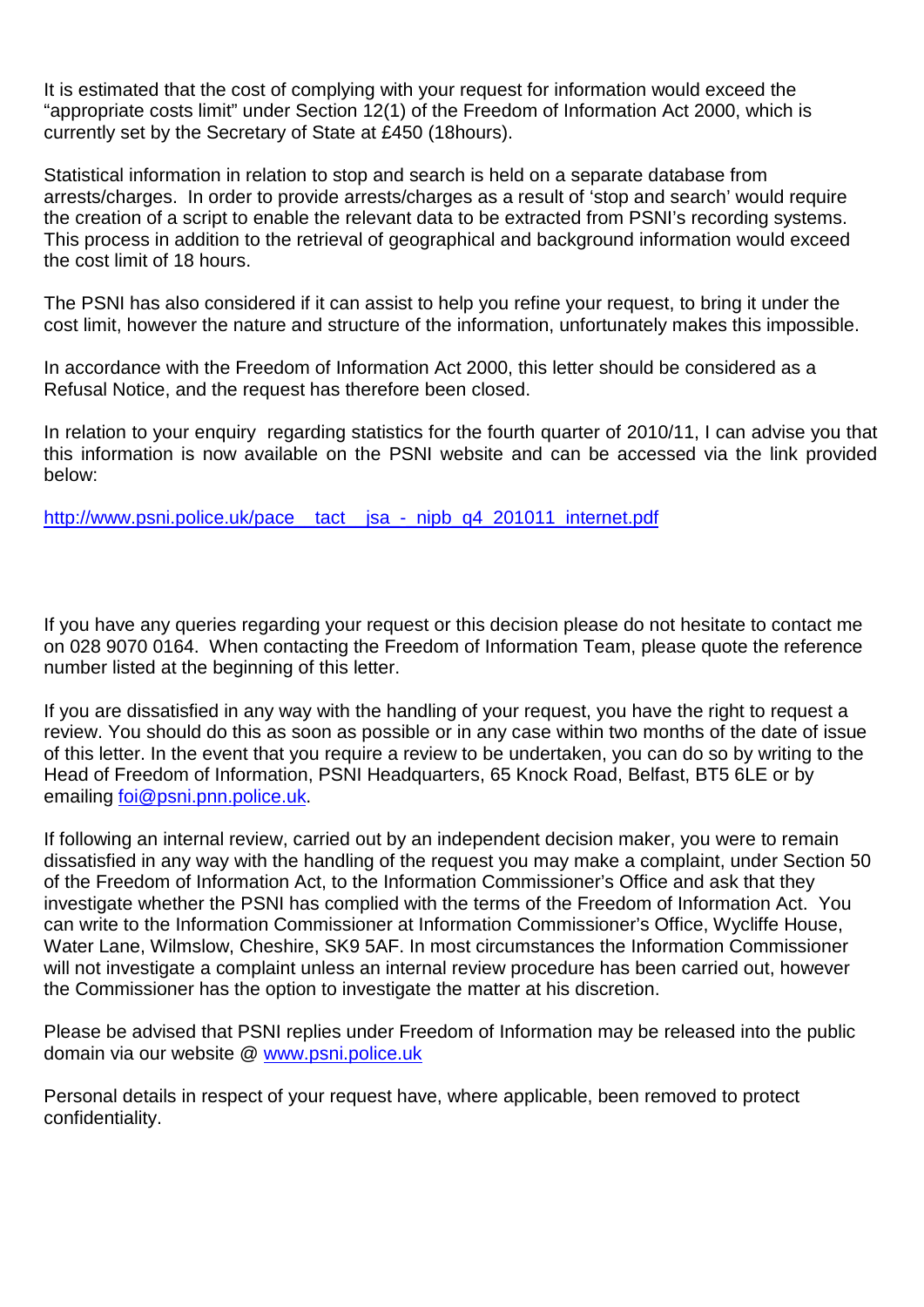It is estimated that the cost of complying with your request for information would exceed the "appropriate costs limit" under Section 12(1) of the Freedom of Information Act 2000, which is currently set by the Secretary of State at £450 (18hours).

Statistical information in relation to stop and search is held on a separate database from arrests/charges. In order to provide arrests/charges as a result of 'stop and search' would require the creation of a script to enable the relevant data to be extracted from PSNI's recording systems. This process in addition to the retrieval of geographical and background information would exceed the cost limit of 18 hours.

The PSNI has also considered if it can assist to help you refine your request, to bring it under the cost limit, however the nature and structure of the information, unfortunately makes this impossible.

In accordance with the Freedom of Information Act 2000, this letter should be considered as a Refusal Notice, and the request has therefore been closed.

In relation to your enquiry regarding statistics for the fourth quarter of 2010/11, I can advise you that this information is now available on the PSNI website and can be accessed via the link provided below:

http://www.psni.police.uk/pace__tact__jsa_-_nipb_q4_201011_internet.pdf

If you have any queries regarding your request or this decision please do not hesitate to contact me on 028 9070 0164. When contacting the Freedom of Information Team, please quote the reference number listed at the beginning of this letter.

If you are dissatisfied in any way with the handling of your request, you have the right to request a review. You should do this as soon as possible or in any case within two months of the date of issue of this letter. In the event that you require a review to be undertaken, you can do so by writing to the Head of Freedom of Information, PSNI Headquarters, 65 Knock Road, Belfast, BT5 6LE or by emailing foi@psni.pnn.police.uk.

If following an internal review, carried out by an independent decision maker, you were to remain dissatisfied in any way with the handling of the request you may make a complaint, under Section 50 of the Freedom of Information Act, to the Information Commissioner's Office and ask that they investigate whether the PSNI has complied with the terms of the Freedom of Information Act. You can write to the Information Commissioner at Information Commissioner's Office, Wycliffe House, Water Lane, Wilmslow, Cheshire, SK9 5AF. In most circumstances the Information Commissioner will not investigate a complaint unless an internal review procedure has been carried out, however the Commissioner has the option to investigate the matter at his discretion.

Please be advised that PSNI replies under Freedom of Information may be released into the public domain via our website @ www.psni.police.uk

Personal details in respect of your request have, where applicable, been removed to protect confidentiality.